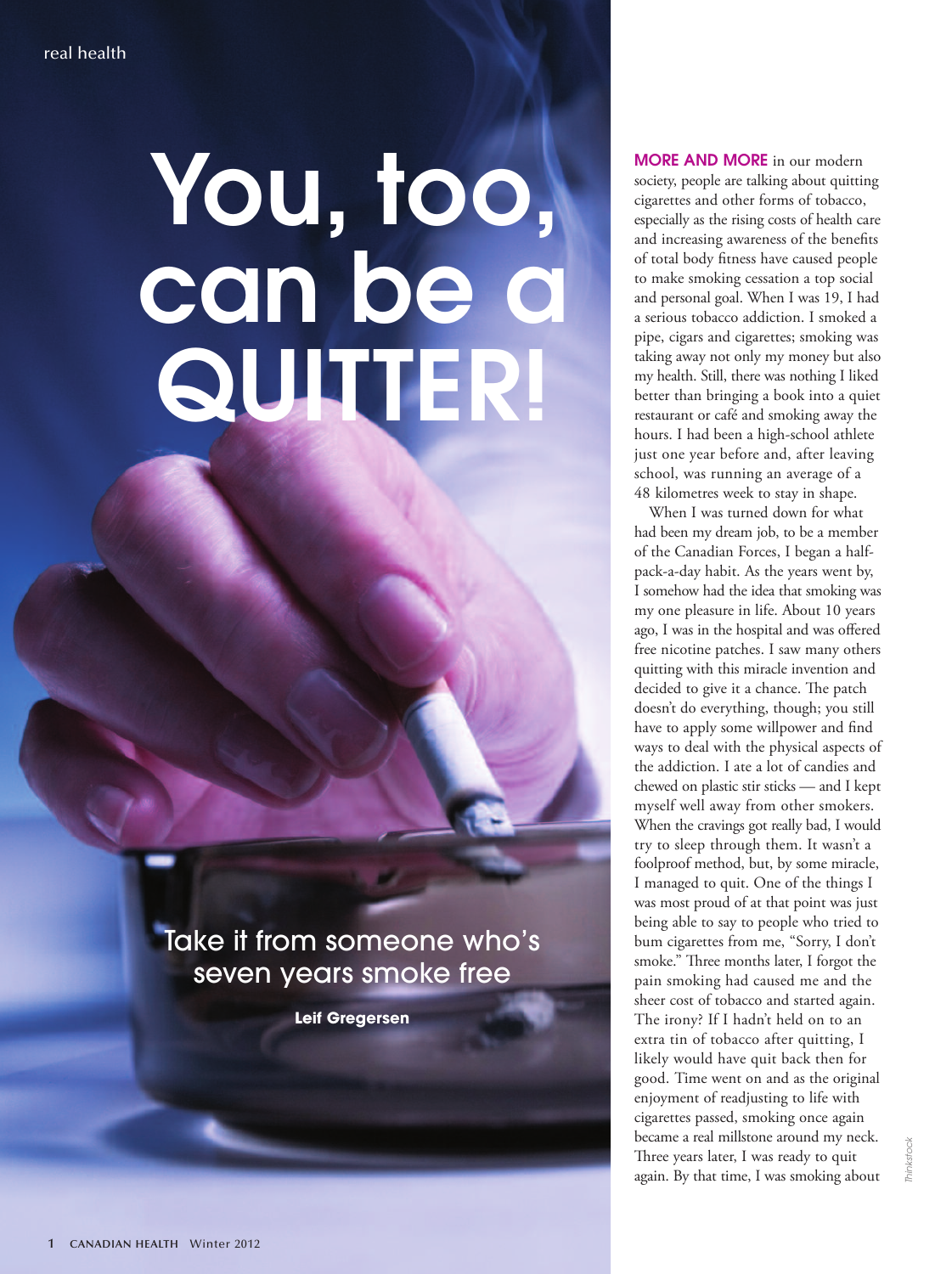# You, too, can be a QUITTER!

## Take it from someone who's seven years smoke free

**Leif Gregersen**

**MORE AND MORE** in our modern society, people are talking about quitting cigarettes and other forms of tobacco, especially as the rising costs of health care and increasing awareness of the benefits of total body fitness have caused people to make smoking cessation a top social and personal goal. When I was 19, I had a serious tobacco addiction. I smoked a pipe, cigars and cigarettes; smoking was taking away not only my money but also my health. Still, there was nothing I liked better than bringing a book into a quiet restaurant or café and smoking away the hours. I had been a high-school athlete just one year before and, after leaving school, was running an average of a 48 kilometres week to stay in shape.

When I was turned down for what had been my dream job, to be a member of the Canadian Forces, I began a half-pack-a-day habit. As the years went by, I somehow had the idea that smoking was my one pleasure in life. About 10 years ago, I was in the hospital and was offered free nicotine patches. I saw many others quitting with this miracle invention and decided to give it a chance. The patch doesn't do everything, though; you still have to apply some willpower and find ways to deal with the physical aspects of the addiction. I ate a lot of candies and chewed on plastic stir sticks — and I kept myself well away from other smokers. When the cravings got really bad, I would try to sleep through them. It wasn't a foolproof method, but, by some miracle, I managed to quit. One of the things I was most proud of at that point was just being able to say to people who tried to bum cigarettes from me, "Sorry, I don't smoke." Three months later, I forgot the pain smoking had caused me and the sheer cost of tobacco and started again. The irony? If I hadn't held on to an extra tin of tobacco after quitting, I likely would have quit back then for good. Time went on and as the original enjoyment of readjusting to life with cigarettes passed, smoking once again became a real millstone around my neck. Three years later, I was ready to quit again. By that time, I was smoking about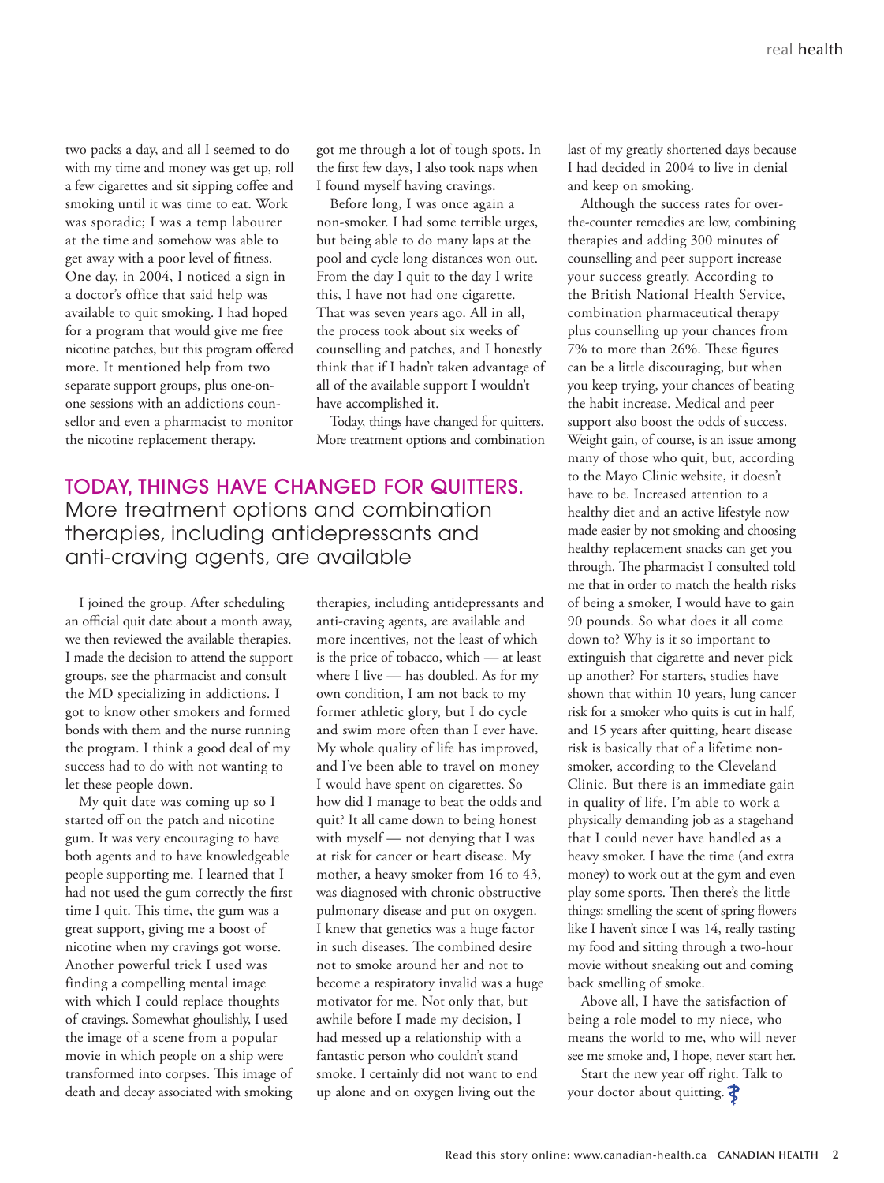two packs a day, and all I seemed to do with my time and money was get up, roll a few cigarettes and sit sipping coffee and smoking until it was time to eat. Work was sporadic; I was a temp labourer at the time and somehow was able to get away with a poor level of fitness. One day, in 2004, I noticed a sign in a doctor's office that said help was available to quit smoking. I had hoped for a program that would give me free nicotine patches, but this program offered more. It mentioned help from two separate support groups, plus one-on-one sessions with an addictions counsellor and even a pharmacist to monitor the nicotine replacement therapy.

**TODAY, THINGS HAVE CHANGED FOR QUITTERS.** More treatment options and combination therapies, including antidepressants and anti-craving agents, are available

I joined the group. After scheduling an official quit date about a month away, we then reviewed the available therapies. I made the decision to attend the support groups, see the pharmacist and consult the MD specializing in addictions. I got to know other smokers and formed bonds with them and the nurse running the program. I think a good deal of my success had to do with not wanting to let these people down.

My quit date was coming up so I started off on the patch and nicotine gum. It was very encouraging to have both agents and to have knowledgeable people supporting me. I learned that I had not used the gum correctly the first time I quit. This time, the gum was a great support, giving me a boost of nicotine when my cravings got worse. Another powerful trick I used was finding a compelling mental image with which I could replace thoughts of cravings. Somewhat ghoulishly, I used the image of a scene from a popular movie in which people on a ship were transformed into corpses. This image of death and decay associated with smoking got me through a lot of tough spots. In the first few days, I also took naps when I found myself having cravings.

Before long, I was once again a non-smoker. I had some terrible urges, but being able to do many laps at the pool and cycle long distances won out. From the day I quit to the day I write this, I have not had one cigarette. That was seven years ago. All in all, the process took about six weeks of counselling and patches, and I honestly think that if I hadn't taken advantage of all of the available support I wouldn't have accomplished it.

Today, things have changed for quitters. More treatment options and combination therapies, including antidepressants and anti-craving agents, are available and more incentives, not the least of which is the price of tobacco, which — at least where I live — has doubled. As for my own condition, I am not back to my former athletic glory, but I do cycle and swim more often than I ever have. My whole quality of life has improved, and I've been able to travel on money I would have spent on cigarettes. So how did I manage to beat the odds and quit? It all came down to being honest with myself — not denying that I was at risk for cancer or heart disease. My mother, a heavy smoker from 16 to 43, was diagnosed with chronic obstructive pulmonary disease and put on oxygen. I knew that genetics was a huge factor in such diseases. The combined desire not to smoke around her and not to become a respiratory invalid was a huge motivator for me. Not only that, but awhile before I made my decision, I had messed up a relationship with a fantastic person who couldn't stand smoke. I certainly did not want to end up alone and on oxygen living out the last of my greatly shortened days because I had decided in 2004 to live in denial and keep on smoking.

Although the success rates for over-the-counter remedies are low, combining therapies and adding 300 minutes of counselling and peer support increase your success greatly. According to the British National Health Service, combination pharmaceutical therapy plus counselling up your chances from 7% to more than 26%. These figures can be a little discouraging, but when you keep trying, your chances of beating the habit increase. Medical and peer support also boost the odds of success. Weight gain, of course, is an issue among many of those who quit, but, according to the Mayo Clinic website, it doesn't have to be. Increased attention to a healthy diet and an active lifestyle now made easier by not smoking and choosing healthy replacement snacks can get you through. The pharmacist I consulted told me that in order to match the health risks of being a smoker, I would have to gain 90 pounds. So what does it all come down to? Why is it so important to extinguish that cigarette and never pick up another? For starters, studies have shown that within 10 years, lung cancer risk for a smoker who quits is cut in half, and 15 years after quitting, heart disease risk is basically that of a lifetime non-smoker, according to the Cleveland Clinic. But there is an immediate gain in quality of life. I'm able to work a physically demanding job as a stagehand that I could never have handled as a heavy smoker. I have the time (and extra money) to work out at the gym and even play some sports. Then there's the little things: smelling the scent of spring flowers like I haven't since I was 14, really tasting my food and sitting through a two-hour movie without sneaking out and coming back smelling of smoke.

Above all, I have the satisfaction of being a role model to my niece, who means the world to me, who will never see me smoke and, I hope, never start her.

Start the new year off right. Talk to your doctor about quitting.

Read this story online: www.canadian-health.ca